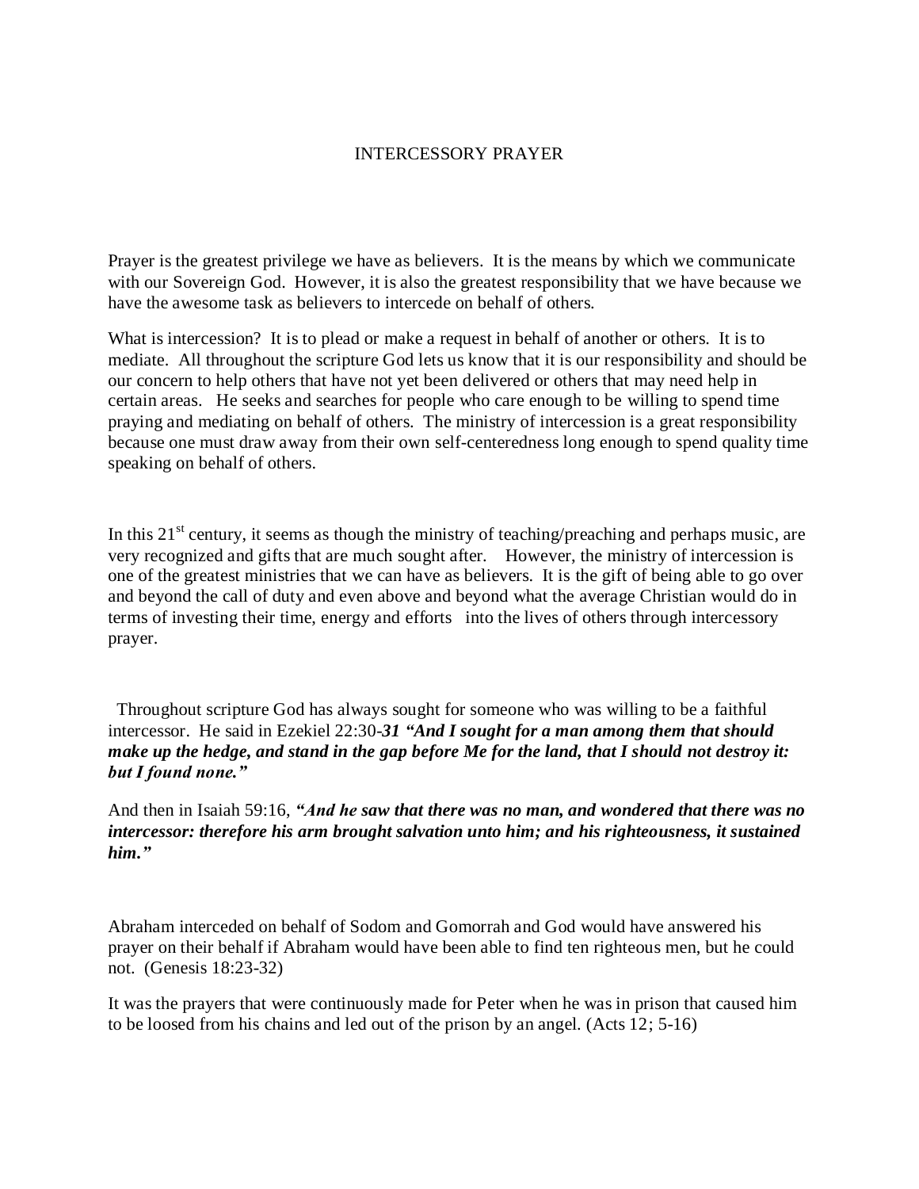# INTERCESSORY PRAYER

Prayer is the greatest privilege we have as believers. It is the means by which we communicate with our Sovereign God. However, it is also the greatest responsibility that we have because we have the awesome task as believers to intercede on behalf of others.

What is intercession? It is to plead or make a request in behalf of another or others. It is to mediate. All throughout the scripture God lets us know that it is our responsibility and should be our concern to help others that have not yet been delivered or others that may need help in certain areas. He seeks and searches for people who care enough to be willing to spend time praying and mediating on behalf of others. The ministry of intercession is a great responsibility because one must draw away from their own self-centeredness long enough to spend quality time speaking on behalf of others.

In this 21st century, it seems as though the ministry of teaching/preaching and perhaps music, are very recognized and gifts that are much sought after. However, the ministry of intercession is one of the greatest ministries that we can have as believers. It is the gift of being able to go over and beyond the call of duty and even above and beyond what the average Christian would do in terms of investing their time, energy and efforts into the lives of others through intercessory prayer.

Throughout scripture God has always sought for someone who was willing to be a faithful intercessor. He said in Ezekiel 22:30-***31 "And I sought for a man among them that should make up the hedge, and stand in the gap before Me for the land, that I should not destroy it: but I found none."***

And then in Isaiah 59:16, ***"And he saw that there was no man, and wondered that there was no intercessor: therefore his arm brought salvation unto him; and his righteousness, it sustained him."***

Abraham interceded on behalf of Sodom and Gomorrah and God would have answered his prayer on their behalf if Abraham would have been able to find ten righteous men, but he could not. (Genesis 18:23-32)

It was the prayers that were continuously made for Peter when he was in prison that caused him to be loosed from his chains and led out of the prison by an angel. (Acts 12; 5-16)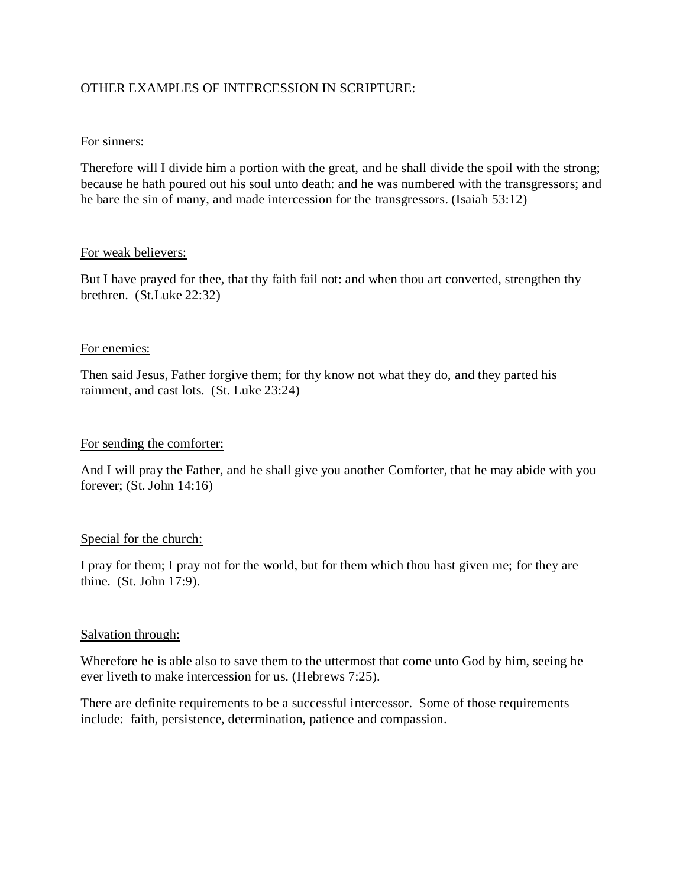OTHER EXAMPLES OF INTERCESSION IN SCRIPTURE:

For sinners:

Therefore will I divide him a portion with the great, and he shall divide the spoil with the strong; because he hath poured out his soul unto death: and he was numbered with the transgressors; and he bare the sin of many, and made intercession for the transgressors. (Isaiah 53:12)

For weak believers:

But I have prayed for thee, that thy faith fail not: and when thou art converted, strengthen thy brethren. (St.Luke 22:32)

For enemies:

Then said Jesus, Father forgive them; for thy know not what they do, and they parted his rainment, and cast lots. (St. Luke 23:24)

For sending the comforter:

And I will pray the Father, and he shall give you another Comforter, that he may abide with you forever; (St. John 14:16)

Special for the church:

I pray for them; I pray not for the world, but for them which thou hast given me; for they are thine. (St. John 17:9).

Salvation through:

Wherefore he is able also to save them to the uttermost that come unto God by him, seeing he ever liveth to make intercession for us. (Hebrews 7:25).

There are definite requirements to be a successful intercessor. Some of those requirements include: faith, persistence, determination, patience and compassion.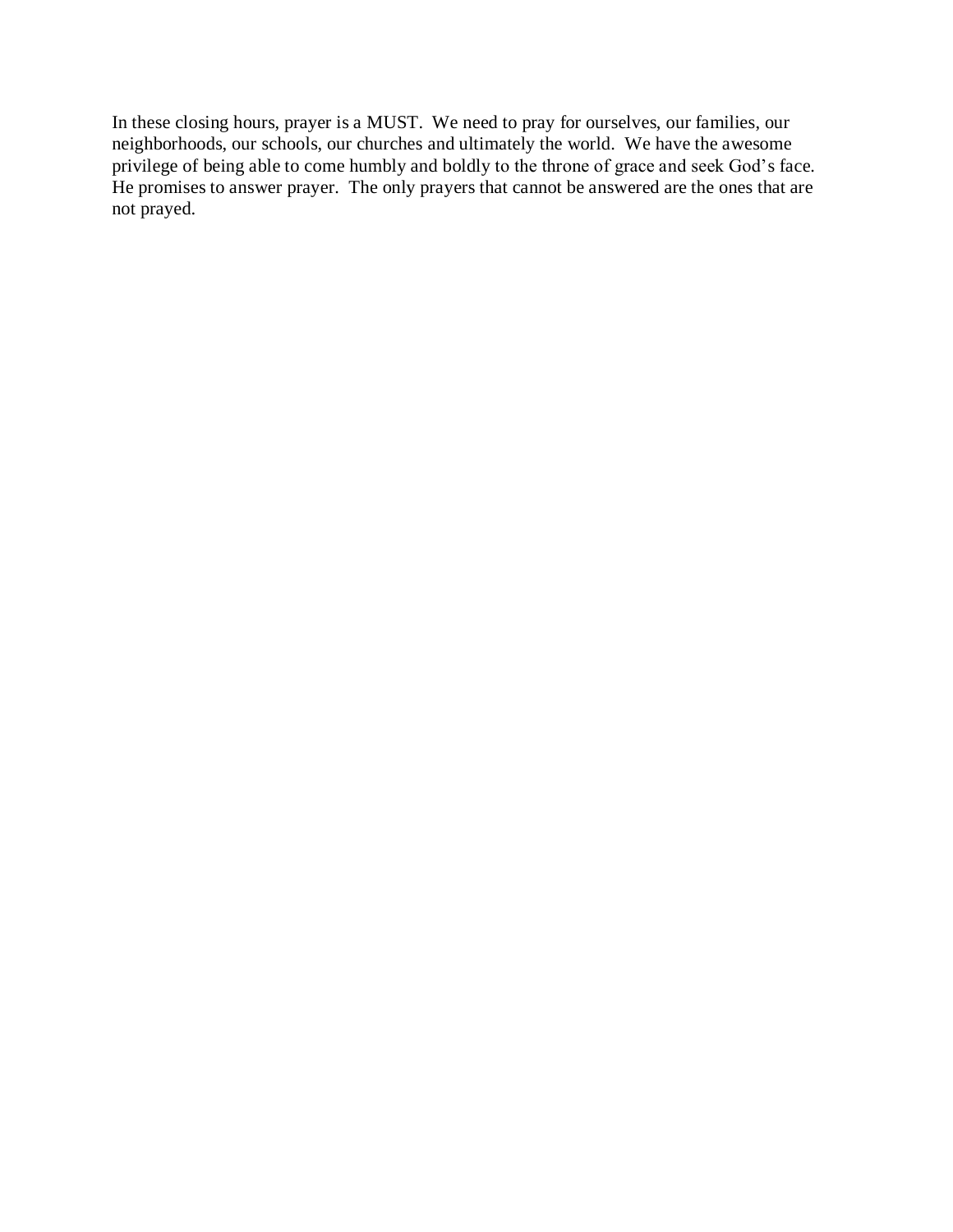In these closing hours, prayer is a MUST. We need to pray for ourselves, our families, our neighborhoods, our schools, our churches and ultimately the world. We have the awesome privilege of being able to come humbly and boldly to the throne of grace and seek God's face. He promises to answer prayer. The only prayers that cannot be answered are the ones that are not prayed.